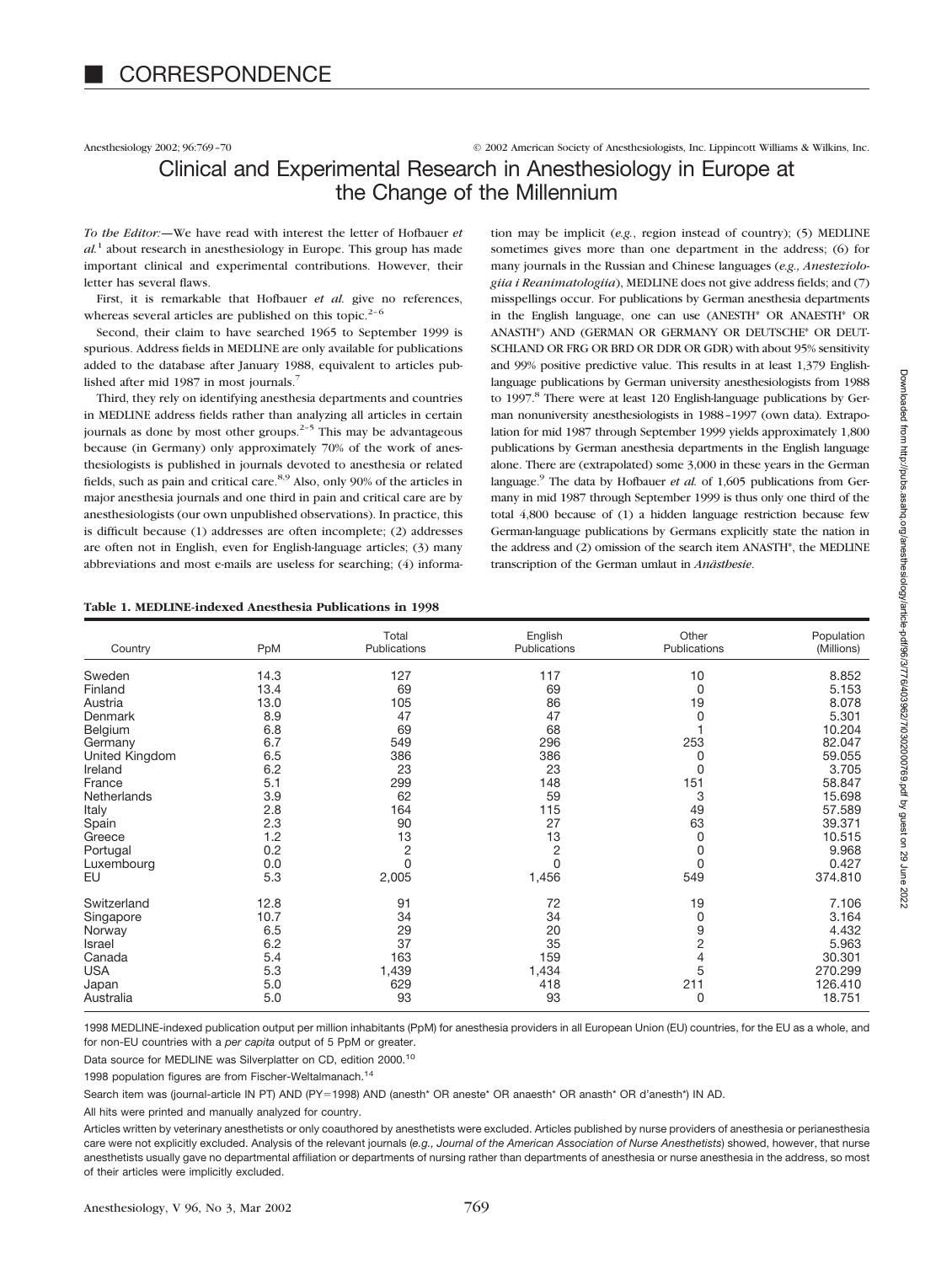# CORRESPONDENCE

## Clinical and Experimental Research in Anesthesiology in Europe at the Change of the Millennium

*To the Editor:*—We have read with interest the letter of Hofbauer *et al.*[1] about research in anesthesiology in Europe. This group has made important clinical and experimental contributions. However, their letter has several flaws.

First, it is remarkable that Hofbauer *et al.* give no references, whereas several articles are published on this topic.[2–6]

Second, their claim to have searched 1965 to September 1999 is spurious. Address fields in MEDLINE are only available for publications added to the database after January 1988, equivalent to articles published after mid 1987 in most journals.[7]

Third, they rely on identifying anesthesia departments and countries in MEDLINE address fields rather than analyzing all articles in certain journals as done by most other groups.[2–5] This may be advantageous because (in Germany) only approximately 70% of the work of anesthesiologists is published in journals devoted to anesthesia or related fields, such as pain and critical care.[8,9] Also, only 90% of the articles in major anesthesia journals and one third in pain and critical care are by anesthesiologists (our own unpublished observations). In practice, this is difficult because (1) addresses are often incomplete; (2) addresses are often not in English, even for English-language articles; (3) many abbreviations and most e-mails are useless for searching; (4) information may be implicit (*e.g.*, region instead of country); (5) MEDLINE sometimes gives more than one department in the address; (6) for many journals in the Russian and Chinese languages (*e.g., Anesteziologiia i Reanimatologiia*), MEDLINE does not give address fields; and (7) misspellings occur. For publications by German anesthesia departments in the English language, one can use (ANESTH* OR ANAESTH* OR ANASTH*) AND (GERMAN OR GERMANY OR DEUTSCHE* OR DEUTSCHLAND OR FRG OR BRD OR DDR OR GDR) with about 95% sensitivity and 99% positive predictive value. This results in at least 1,379 English-language publications by German university anesthesiologists from 1988 to 1997.[8] There were at least 120 English-language publications by German nonuniversity anesthesiologists in 1988–1997 (own data). Extrapolation for mid 1987 through September 1999 yields approximately 1,800 publications by German anesthesia departments in the English language alone. There are (extrapolated) some 3,000 in these years in the German language.[9] The data by Hofbauer *et al.* of 1,605 publications from Germany in mid 1987 through September 1999 is thus only one third of the total 4,800 because of (1) a hidden language restriction because few German-language publications by Germans explicitly state the nation in the address and (2) omission of the search item ANASTH*, the MEDLINE transcription of the German umlaut in *Anästhesie*.

**Table 1. MEDLINE-indexed Anesthesia Publications in 1998**

| Country | PpM | Total Publications | English Publications | Other Publications | Population (Millions) |
|---|---|---|---|---|---|
| Sweden | 14.3 | 127 | 117 | 10 | 8.852 |
| Finland | 13.4 | 69 | 69 | 0 | 5.153 |
| Austria | 13.0 | 105 | 86 | 19 | 8.078 |
| Denmark | 8.9 | 47 | 47 | 0 | 5.301 |
| Belgium | 6.8 | 69 | 68 | 1 | 10.204 |
| Germany | 6.7 | 549 | 296 | 253 | 82.047 |
| United Kingdom | 6.5 | 386 | 386 | 0 | 59.055 |
| Ireland | 6.2 | 23 | 23 | 0 | 3.705 |
| France | 5.1 | 299 | 148 | 151 | 58.847 |
| Netherlands | 3.9 | 62 | 59 | 3 | 15.698 |
| Italy | 2.8 | 164 | 115 | 49 | 57.589 |
| Spain | 2.3 | 90 | 27 | 63 | 39.371 |
| Greece | 1.2 | 13 | 13 | 0 | 10.515 |
| Portugal | 0.2 | 2 | 2 | 0 | 9.968 |
| Luxembourg | 0.0 | 0 | 0 | 0 | 0.427 |
| EU | 5.3 | 2,005 | 1,456 | 549 | 374.810 |
| Switzerland | 12.8 | 91 | 72 | 19 | 7.106 |
| Singapore | 10.7 | 34 | 34 | 0 | 3.164 |
| Norway | 6.5 | 29 | 20 | 9 | 4.432 |
| Israel | 6.2 | 37 | 35 | 2 | 5.963 |
| Canada | 5.4 | 163 | 159 | 4 | 30.301 |
| USA | 5.3 | 1,439 | 1,434 | 5 | 270.299 |
| Japan | 5.0 | 629 | 418 | 211 | 126.410 |
| Australia | 5.0 | 93 | 93 | 0 | 18.751 |

1998 MEDLINE-indexed publication output per million inhabitants (PpM) for anesthesia providers in all European Union (EU) countries, for the EU as a whole, and for non-EU countries with a *per capita* output of 5 PpM or greater.

Data source for MEDLINE was Silverplatter on CD, edition 2000.[10]

1998 population figures are from Fischer-Weltalmanach.[14]

Search item was (journal-article IN PT) AND (PY=1998) AND (anesth* OR aneste* OR anaesth* OR anasth* OR d'anesth*) IN AD.

All hits were printed and manually analyzed for country.

Articles written by veterinary anesthetists or only coauthored by anesthetists were excluded. Articles published by nurse providers of anesthesia or perianesthesia care were not explicitly excluded. Analysis of the relevant journals (*e.g., Journal of the American Association of Nurse Anesthetists*) showed, however, that nurse anesthetists usually gave no departmental affiliation or departments of nursing rather than departments of anesthesia or nurse anesthesia in the address, so most of their articles were implicitly excluded.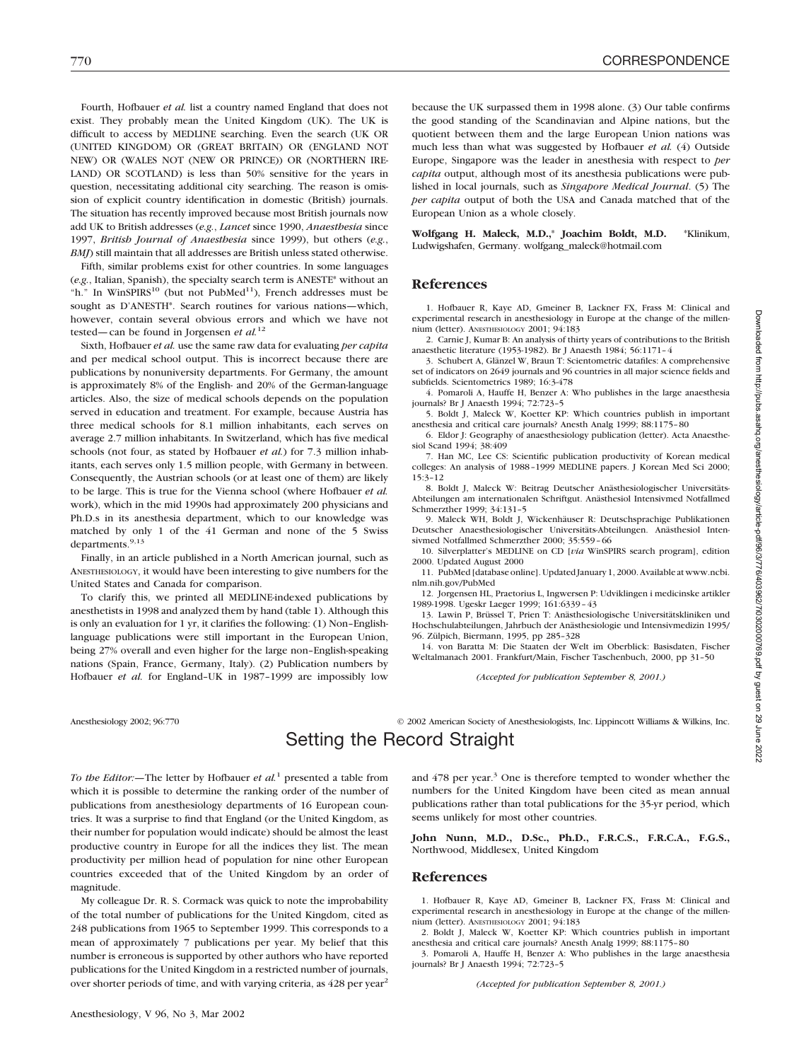Fourth, Hofbauer *et al.* list a country named England that does not exist. They probably mean the United Kingdom (UK). The UK is difficult to access by MEDLINE searching. Even the search (UK OR (UNITED KINGDOM) OR (GREAT BRITAIN) OR (ENGLAND NOT NEW) OR (WALES NOT (NEW OR PRINCE)) OR (NORTHERN IRELAND) OR SCOTLAND) is less than 50% sensitive for the years in question, necessitating additional city searching. The reason is omission of explicit country identification in domestic (British) journals. The situation has recently improved because most British journals now add UK to British addresses (*e.g.*, *Lancet* since 1990, *Anaesthesia* since 1997, *British Journal of Anaesthesia* since 1999), but others (*e.g.*, *BMJ*) still maintain that all addresses are British unless stated otherwise.

Fifth, similar problems exist for other countries. In some languages (*e.g.*, Italian, Spanish), the specialty search term is ANESTE* without an "h." In WinSPIRS[10] (but not PubMed[11]), French addresses must be sought as D'ANESTH*. Search routines for various nations—which, however, contain several obvious errors and which we have not tested—can be found in Jorgensen *et al.*[12]

Sixth, Hofbauer *et al.* use the same raw data for evaluating *per capita* and per medical school output. This is incorrect because there are publications by nonuniversity departments. For Germany, the amount is approximately 8% of the English- and 20% of the German-language articles. Also, the size of medical schools depends on the population served in education and treatment. For example, because Austria has three medical schools for 8.1 million inhabitants, each serves on average 2.7 million inhabitants. In Switzerland, which has five medical schools (not four, as stated by Hofbauer *et al.*) for 7.3 million inhabitants, each serves only 1.5 million people, with Germany in between. Consequently, the Austrian schools (or at least one of them) are likely to be large. This is true for the Vienna school (where Hofbauer *et al.* work), which in the mid 1990s had approximately 200 physicians and Ph.D.s in its anesthesia department, which to our knowledge was matched by only 1 of the 41 German and none of the 5 Swiss departments.[9,13]

Finally, in an article published in a North American journal, such as ANESTHESIOLOGY, it would have been interesting to give numbers for the United States and Canada for comparison.

To clarify this, we printed all MEDLINE-indexed publications by anesthetists in 1998 and analyzed them by hand (table 1). Although this is only an evaluation for 1 yr, it clarifies the following: (1) Non–English-language publications were still important in the European Union, being 27% overall and even higher for the large non–English-speaking nations (Spain, France, Germany, Italy). (2) Publication numbers by Hofbauer *et al.* for England–UK in 1987–1999 are impossibly low because the UK surpassed them in 1998 alone. (3) Our table confirms the good standing of the Scandinavian and Alpine nations, but the quotient between them and the large European Union nations was much less than what was suggested by Hofbauer *et al.* (4) Outside Europe, Singapore was the leader in anesthesia with respect to *per capita* output, although most of its anesthesia publications were published in local journals, such as *Singapore Medical Journal*. (5) The *per capita* output of both the USA and Canada matched that of the European Union as a whole closely.

**Wolfgang H. Maleck, M.D.,\* Joachim Boldt, M.D.** \*Klinikum, Ludwigshafen, Germany. wolfgang_maleck@hotmail.com

## References

1. Hofbauer R, Kaye AD, Gmeiner B, Lackner FX, Frass M: Clinical and experimental research in anesthesiology in Europe at the change of the millennium (letter). ANESTHESIOLOGY 2001; 94:183
2. Carnie J, Kumar B: An analysis of thirty years of contributions to the British anaesthetic literature (1953-1982). Br J Anaesth 1984; 56:1171–4
3. Schubert A, Glänzel W, Braun T: Scientometric datafiles: A comprehensive set of indicators on 2649 journals and 96 countries in all major science fields and subfields. Scientometrics 1989; 16:3-478
4. Pomaroli A, Hauffe H, Benzer A: Who publishes in the large anaesthesia journals? Br J Anaesth 1994; 72:723–5
5. Boldt J, Maleck W, Koetter KP: Which countries publish in important anesthesia and critical care journals? Anesth Analg 1999; 88:1175–80
6. Eldor J: Geography of anaesthesiology publication (letter). Acta Anaesthesiol Scand 1994; 38:409
7. Han MC, Lee CS: Scientific publication productivity of Korean medical colleges: An analysis of 1988–1999 MEDLINE papers. J Korean Med Sci 2000; 15:3–12
8. Boldt J, Maleck W: Beitrag Deutscher Anästhesiologischer Universitäts-Abteilungen am internationalen Schriftgut. Anästhesiol Intensivmed Notfallmed Schmerzther 1999; 34:131–5
9. Maleck WH, Boldt J, Wickenhäuser R: Deutschsprachige Publikationen Deutscher Anaesthesiologischer Universitäts-Abteilungen. Anästhesiol Intensivmed Notfallmed Schmerzther 2000; 35:559–66
10. Silverplatter's MEDLINE on CD [*via* WinSPIRS search program], edition 2000. Updated August 2000
11. PubMed [database online]. Updated January 1, 2000. Available at www.ncbi.nlm.nih.gov/PubMed
12. Jorgensen HL, Praetorius L, Ingwersen P: Udviklingen i medicinske artikler 1989-1998. Ugeskr Laeger 1999; 161:6339–43
13. Lawin P, Brüssel T, Prien T: Anästhesiologische Universitätskliniken und Hochschulabteilungen, Jahrbuch der Anästhesiologie und Intensivmedizin 1995/96. Zülpich, Biermann, 1995, pp 285–328
14. von Baratta M: Die Staaten der Welt im Oberblick: Basisdaten, Fischer Weltalmanach 2001. Frankfurt/Main, Fischer Taschenbuch, 2000, pp 31–50

*(Accepted for publication September 8, 2001.)*

# Setting the Record Straight

*To the Editor:*—The letter by Hofbauer *et al.*[1] presented a table from which it is possible to determine the ranking order of the number of publications from anesthesiology departments of 16 European countries. It was a surprise to find that England (or the United Kingdom, as their number for population would indicate) should be almost the least productive country in Europe for all the indices they list. The mean productivity per million head of population for nine other European countries exceeded that of the United Kingdom by an order of magnitude.

My colleague Dr. R. S. Cormack was quick to note the improbability of the total number of publications for the United Kingdom, cited as 248 publications from 1965 to September 1999. This corresponds to a mean of approximately 7 publications per year. My belief that this number is erroneous is supported by other authors who have reported publications for the United Kingdom in a restricted number of journals, over shorter periods of time, and with varying criteria, as 428 per year[2] and 478 per year.[3] One is therefore tempted to wonder whether the numbers for the United Kingdom have been cited as mean annual publications rather than total publications for the 35-yr period, which seems unlikely for most other countries.

**John Nunn, M.D., D.Sc., Ph.D., F.R.C.S., F.R.C.A., F.G.S.,** Northwood, Middlesex, United Kingdom

## References

1. Hofbauer R, Kaye AD, Gmeiner B, Lackner FX, Frass M: Clinical and experimental research in anesthesiology in Europe at the change of the millennium (letter). ANESTHESIOLOGY 2001; 94:183
2. Boldt J, Maleck W, Koetter KP: Which countries publish in important anesthesia and critical care journals? Anesth Analg 1999; 88:1175–80
3. Pomaroli A, Hauffe H, Benzer A: Who publishes in the large anaesthesia journals? Br J Anaesth 1994; 72:723–5

*(Accepted for publication September 8, 2001.)*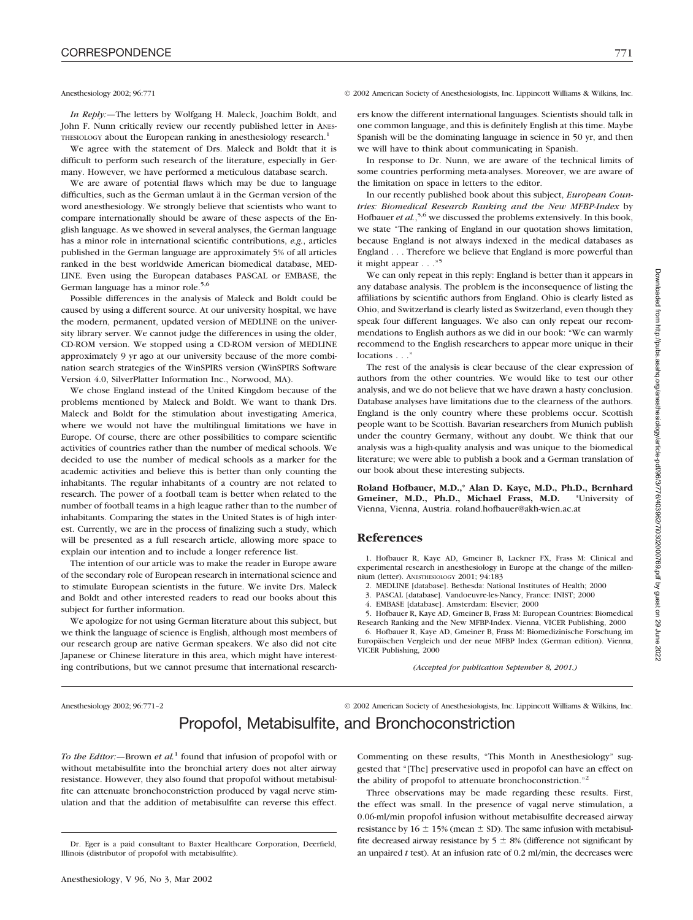*In Reply:*—The letters by Wolfgang H. Maleck, Joachim Boldt, and John F. Nunn critically review our recently published letter in ANESTHESIOLOGY about the European ranking in anesthesiology research.[1]

We agree with the statement of Drs. Maleck and Boldt that it is difficult to perform such research of the literature, especially in Germany. However, we have performed a meticulous database search.

We are aware of potential flaws which may be due to language difficulties, such as the German umlaut ä in the German version of the word anesthesiology. We strongly believe that scientists who want to compare internationally should be aware of these aspects of the English language. As we showed in several analyses, the German language has a minor role in international scientific contributions, *e.g.*, articles published in the German language are approximately 5% of all articles ranked in the best worldwide American biomedical database, MEDLINE. Even using the European databases PASCAL or EMBASE, the German language has a minor role.[5,6]

Possible differences in the analysis of Maleck and Boldt could be caused by using a different source. At our university hospital, we have the modern, permanent, updated version of MEDLINE on the university library server. We cannot judge the differences in using the older, CD-ROM version. We stopped using a CD-ROM version of MEDLINE approximately 9 yr ago at our university because of the more combination search strategies of the WinSPIRS version (WinSPIRS Software Version 4.0, SilverPlatter Information Inc., Norwood, MA).

We chose England instead of the United Kingdom because of the problems mentioned by Maleck and Boldt. We want to thank Drs. Maleck and Boldt for the stimulation about investigating America, where we would not have the multilingual limitations we have in Europe. Of course, there are other possibilities to compare scientific activities of countries rather than the number of medical schools. We decided to use the number of medical schools as a marker for the academic activities and believe this is better than only counting the inhabitants. The regular inhabitants of a country are not related to research. The power of a football team is better when related to the number of football teams in a high league rather than to the number of inhabitants. Comparing the states in the United States is of high interest. Currently, we are in the process of finalizing such a study, which will be presented as a full research article, allowing more space to explain our intention and to include a longer reference list.

The intention of our article was to make the reader in Europe aware of the secondary role of European research in international science and to stimulate European scientists in the future. We invite Drs. Maleck and Boldt and other interested readers to read our books about this subject for further information.

We apologize for not using German literature about this subject, but we think the language of science is English, although most members of our research group are native German speakers. We also did not cite Japanese or Chinese literature in this area, which might have interesting contributions, but we cannot presume that international researchers know the different international languages. Scientists should talk in one common language, and this is definitely English at this time. Maybe Spanish will be the dominating language in science in 50 yr, and then we will have to think about communicating in Spanish.

In response to Dr. Nunn, we are aware of the technical limits of some countries performing meta-analyses. Moreover, we are aware of the limitation on space in letters to the editor.

In our recently published book about this subject, *European Countries: Biomedical Research Ranking and the New MFBP-Index* by Hofbauer *et al.*,[5,6] we discussed the problems extensively. In this book, we state "The ranking of England in our quotation shows limitation, because England is not always indexed in the medical databases as England . . . Therefore we believe that England is more powerful than it might appear . . ."[5]

We can only repeat in this reply: England is better than it appears in any database analysis. The problem is the inconsequence of listing the affiliations by scientific authors from England. Ohio is clearly listed as Ohio, and Switzerland is clearly listed as Switzerland, even though they speak four different languages. We also can only repeat our recommendations to English authors as we did in our book: "We can warmly recommend to the English researchers to appear more unique in their locations . . ."

The rest of the analysis is clear because of the clear expression of authors from the other countries. We would like to test our other analysis, and we do not believe that we have drawn a hasty conclusion. Database analyses have limitations due to the clearness of the authors. England is the only country where these problems occur. Scottish people want to be Scottish. Bavarian researchers from Munich publish under the country Germany, without any doubt. We think that our analysis was a high-quality analysis and was unique to the biomedical literature; we were able to publish a book and a German translation of our book about these interesting subjects.

**Roland Hofbauer, M.D.,\* Alan D. Kaye, M.D., Ph.D., Bernhard Gmeiner, M.D., Ph.D., Michael Frass, M.D.** \*University of Vienna, Vienna, Austria. roland.hofbauer@akh-wien.ac.at

## References

1. Hofbauer R, Kaye AD, Gmeiner B, Lackner FX, Frass M: Clinical and experimental research in anesthesiology in Europe at the change of the millennium (letter). ANESTHESIOLOGY 2001; 94:183
2. MEDLINE [database]. Bethesda: National Institutes of Health; 2000
3. PASCAL [database]. Vandoeuvre-les-Nancy, France: INIST; 2000
4. EMBASE [database]. Amsterdam: Elsevier; 2000
5. Hofbauer R, Kaye AD, Gmeiner B, Frass M: European Countries: Biomedical Research Ranking and the New MFBP-Index. Vienna, VICER Publishing, 2000
6. Hofbauer R, Kaye AD, Gmeiner B, Frass M: Biomedizinische Forschung im Europäischen Vergleich und der neue MFBP Index (German edition). Vienna, VICER Publishing, 2000

*(Accepted for publication September 8, 2001.)*

---

# Propofol, Metabisulfite, and Bronchoconstriction

*To the Editor:*—Brown *et al.*[1] found that infusion of propofol with or without metabisulfite into the bronchial artery does not alter airway resistance. However, they also found that propofol without metabisulfite can attenuate bronchoconstriction produced by vagal nerve stimulation and that the addition of metabisulfite can reverse this effect. Commenting on these results, "This Month in Anesthesiology" suggested that "[The] preservative used in propofol can have an effect on the ability of propofol to attenuate bronchoconstriction."[2]

Three observations may be made regarding these results. First, the effect was small. In the presence of vagal nerve stimulation, a 0.06-ml/min propofol infusion without metabisulfite decreased airway resistance by $16 \pm 15\%$ (mean $\pm$ SD). The same infusion with metabisulfite decreased airway resistance by $5 \pm 8\%$ (difference not significant by an unpaired *t* test). At an infusion rate of 0.2 ml/min, the decreases were

Dr. Eger is a paid consultant to Baxter Healthcare Corporation, Deerfield, Illinois (distributor of propofol with metabisulfite).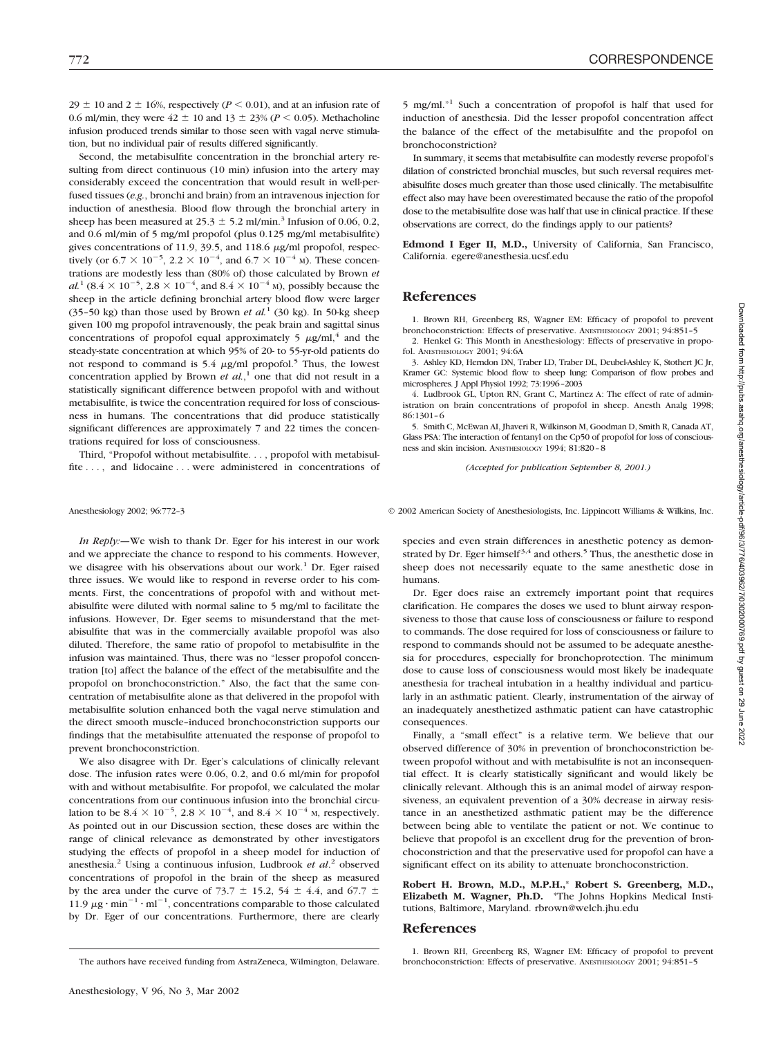29 ± 10 and 2 ± 16%, respectively ($P < 0.01$), and at an infusion rate of 0.6 ml/min, they were 42 ± 10 and 13 ± 23% ($P < 0.05$). Methacholine infusion produced trends similar to those seen with vagal nerve stimulation, but no individual pair of results differed significantly.

Second, the metabisulfite concentration in the bronchial artery resulting from direct continuous (10 min) infusion into the artery may considerably exceed the concentration that would result in well-perfused tissues (*e.g.*, bronchi and brain) from an intravenous injection for induction of anesthesia. Blood flow through the bronchial artery in sheep has been measured at 25.3 ± 5.2 ml/min.[3] Infusion of 0.06, 0.2, and 0.6 ml/min of 5 mg/ml propofol (plus 0.125 mg/ml metabisulfite) gives concentrations of 11.9, 39.5, and 118.6 μg/ml propofol, respectively (or $6.7 \times 10^{-5}$, $2.2 \times 10^{-4}$, and $6.7 \times 10^{-4}$ M). These concentrations are modestly less than (80% of) those calculated by Brown *et al.*[1] ($8.4 \times 10^{-5}$, $2.8 \times 10^{-4}$, and $8.4 \times 10^{-4}$ M), possibly because the sheep in the article defining bronchial artery blood flow were larger (35–50 kg) than those used by Brown *et al.*[1] (30 kg). In 50-kg sheep given 100 mg propofol intravenously, the peak brain and sagittal sinus concentrations of propofol equal approximately 5 μg/ml,[4] and the steady-state concentration at which 95% of 20- to 55-yr-old patients do not respond to command is 5.4 μg/ml propofol.[5] Thus, the lowest concentration applied by Brown *et al.*,[1] one that did not result in a statistically significant difference between propofol with and without metabisulfite, is twice the concentration required for loss of consciousness in humans. The concentrations that did produce statistically significant differences are approximately 7 and 22 times the concentrations required for loss of consciousness.

Third, "Propofol without metabisulfite. . . , propofol with metabisulfite . . . , and lidocaine . . . were administered in concentrations of 5 mg/ml."[1] Such a concentration of propofol is half that used for induction of anesthesia. Did the lesser propofol concentration affect the balance of the effect of the metabisulfite and the propofol on bronchoconstriction?

In summary, it seems that metabisulfite can modestly reverse propofol's dilation of constricted bronchial muscles, but such reversal requires metabisulfite doses much greater than those used clinically. The metabisulfite effect also may have been overestimated because the ratio of the propofol dose to the metabisulfite dose was half that use in clinical practice. If these observations are correct, do the findings apply to our patients?

**Edmond I Eger II, M.D.,** University of California, San Francisco, California. egere@anesthesia.ucsf.edu

## References

1. Brown RH, Greenberg RS, Wagner EM: Efficacy of propofol to prevent bronchoconstriction: Effects of preservative. ANESTHESIOLOGY 2001; 94:851–5
2. Henkel G: This Month in Anesthesiology: Effects of preservative in propofol. ANESTHESIOLOGY 2001; 94:6A
3. Ashley KD, Herndon DN, Traber LD, Traber DL, Deubel-Ashley K, Stothert JC Jr, Kramer GC: Systemic blood flow to sheep lung: Comparison of flow probes and microspheres. J Appl Physiol 1992; 73:1996–2003
4. Ludbrook GL, Upton RN, Grant C, Martinez A: The effect of rate of administration on brain concentrations of propofol in sheep. Anesth Analg 1998; 86:1301–6
5. Smith C, McEwan AI, Jhaveri R, Wilkinson M, Goodman D, Smith R, Canada AT, Glass PSA: The interaction of fentanyl on the Cp50 of propofol for loss of consciousness and skin incision. ANESTHESIOLOGY 1994; 81:820–8

*(Accepted for publication September 8, 2001.)*

Anesthesiology 2002; 96:772–3 © 2002 American Society of Anesthesiologists, Inc. Lippincott Williams & Wilkins, Inc.

*In Reply:*—We wish to thank Dr. Eger for his interest in our work and we appreciate the chance to respond to his comments. However, we disagree with his observations about our work.[1] Dr. Eger raised three issues. We would like to respond in reverse order to his comments. First, the concentrations of propofol with and without metabisulfite were diluted with normal saline to 5 mg/ml to facilitate the infusions. However, Dr. Eger seems to misunderstand that the metabisulfite that was in the commercially available propofol was also diluted. Therefore, the same ratio of propofol to metabisulfite in the infusion was maintained. Thus, there was no "lesser propofol concentration [to] affect the balance of the effect of the metabisulfite and the propofol on bronchoconstriction." Also, the fact that the same concentration of metabisulfite alone as that delivered in the propofol with metabisulfite solution enhanced both the vagal nerve stimulation and the direct smooth muscle–induced bronchoconstriction supports our findings that the metabisulfite attenuated the response of propofol to prevent bronchoconstriction.

We also disagree with Dr. Eger's calculations of clinically relevant dose. The infusion rates were 0.06, 0.2, and 0.6 ml/min for propofol with and without metabisulfite. For propofol, we calculated the molar concentrations from our continuous infusion into the bronchial circulation to be $8.4 \times 10^{-5}$, $2.8 \times 10^{-4}$, $8.4 \times 10^{-4}$ M, respectively. As pointed out in our Discussion section, these doses are within the range of clinical relevance as demonstrated by other investigators studying the effects of propofol in a sheep model for induction of anesthesia.[2] Using a continuous infusion, Ludbrook *et al.*[2] observed concentrations of propofol in the brain of the sheep as measured by the area under the curve of 73.7 ± 15.2, 54 ± 4.4, and 67.7 ± 11.9 $\mu g \cdot min^{-1} \cdot ml^{-1}$, concentrations comparable to those calculated by Dr. Eger of our concentrations. Furthermore, there are clearly species and even strain differences in anesthetic potency as demonstrated by Dr. Eger himself[3,4] and others.[5] Thus, the anesthetic dose in sheep does not necessarily equate to the same anesthetic dose in humans.

Dr. Eger does raise an extremely important point that requires clarification. He compares the doses we used to blunt airway responsiveness to those that cause loss of consciousness or failure to respond to commands. The dose required for loss of consciousness or failure to respond to commands should not be assumed to be adequate anesthesia for procedures, especially for bronchoprotection. The minimum dose to cause loss of consciousness would most likely be inadequate anesthesia for tracheal intubation in a healthy individual and particularly in an asthmatic patient. Clearly, instrumentation of the airway of an inadequately anesthetized asthmatic patient can have catastrophic consequences.

Finally, a "small effect" is a relative term. We believe that our observed difference of 30% in prevention of bronchoconstriction between propofol without and with metabisulfite is not an inconsequential effect. It is clearly statistically significant and would likely be clinically relevant. Although this is an animal model of airway responsiveness, an equivalent prevention of a 30% decrease in airway resistance in an anesthetized asthmatic patient may be the difference between being able to ventilate the patient or not. We continue to believe that propofol is an excellent drug for the prevention of bronchoconstriction and that the preservative used for propofol can have a significant effect on its ability to attenuate bronchoconstriction.

**Robert H. Brown, M.D., M.P.H.,\* Robert S. Greenberg, M.D., Elizabeth M. Wagner, Ph.D.** \*The Johns Hopkins Medical Institutions, Baltimore, Maryland. rbrown@welch.jhu.edu

The authors have received funding from AstraZeneca, Wilmington, Delaware.

## References

1. Brown RH, Greenberg RS, Wagner EM: Efficacy of propofol to prevent bronchoconstriction: Effects of preservative. ANESTHESIOLOGY 2001; 94:851–5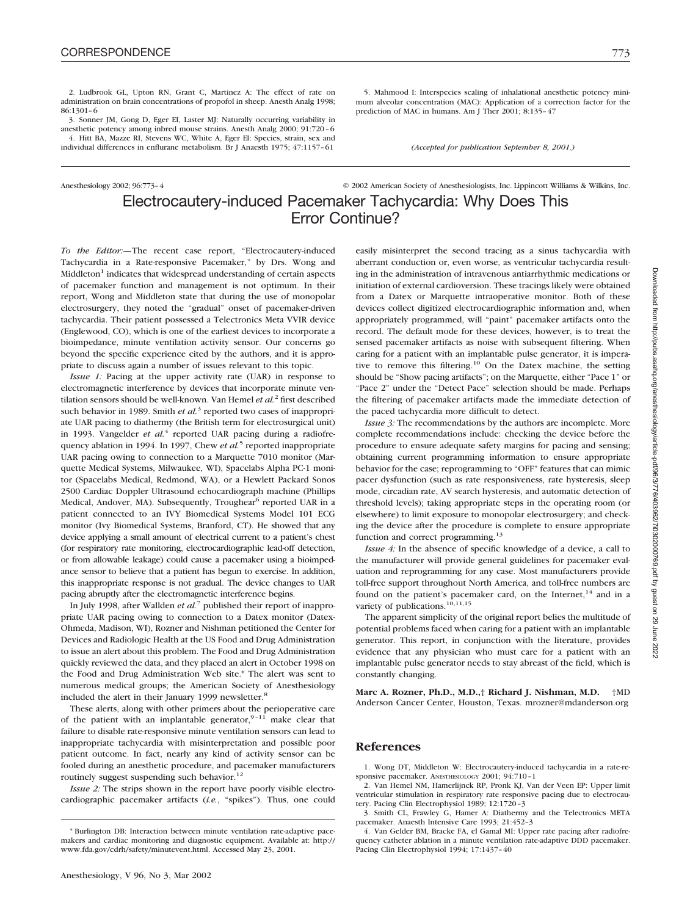2. Ludbrook GL, Upton RN, Grant C, Martinez A: The effect of rate on administration on brain concentrations of propofol in sheep. Anesth Analg 1998; 86:1301–6

3. Sonner JM, Gong D, Eger EI, Laster MJ: Naturally occurring variability in anesthetic potency among inbred mouse strains. Anesth Analg 2000; 91:720–6

4. Hitt BA, Mazze RI, Stevens WC, White A, Eger EI: Species, strain, sex and individual differences in enflurane metabolism. Br J Anaesth 1975; 47:1157–61

5. Mahmood I: Interspecies scaling of inhalational anesthetic potency minimum alveolar concentration (MAC): Application of a correction factor for the prediction of MAC in humans. Am J Ther 2001; 8:135–47

*(Accepted for publication September 8, 2001.)*

Anesthesiology 2002; 96:773–4 © 2002 American Society of Anesthesiologists, Inc. Lippincott Williams & Wilkins, Inc.

# Electrocautery-induced Pacemaker Tachycardia: Why Does This Error Continue?

*To the Editor:*—The recent case report, "Electrocautery-induced Tachycardia in a Rate-responsive Pacemaker," by Drs. Wong and Middleton[1] indicates that widespread understanding of certain aspects of pacemaker function and management is not optimum. In their report, Wong and Middleton state that during the use of monopolar electrosurgery, they noted the "gradual" onset of pacemaker-driven tachycardia. Their patient possessed a Telectronics Meta VVIR device (Englewood, CO), which is one of the earliest devices to incorporate a bioimpedance, minute ventilation activity sensor. Our concerns go beyond the specific experience cited by the authors, and it is appropriate to discuss again a number of issues relevant to this topic.

*Issue 1:* Pacing at the upper activity rate (UAR) in response to electromagnetic interference by devices that incorporate minute ventilation sensors should be well-known. Van Hemel *et al.*[2] first described such behavior in 1989. Smith *et al.*[3] reported two cases of inappropriate UAR pacing to diathermy (the British term for electrosurgical unit) in 1993. Vangelder *et al.*[4] reported UAR pacing during a radiofrequency ablation in 1994. In 1997, Chew *et al.*[5] reported inappropriate UAR pacing owing to connection to a Marquette 7010 monitor (Marquette Medical Systems, Milwaukee, WI), Spacelabs Alpha PC-1 monitor (Spacelabs Medical, Redmond, WA), or a Hewlett Packard Sonos 2500 Cardiac Doppler Ultrasound echocardiograph machine (Phillips Medical, Andover, MA). Subsequently, Troughear[6] reported UAR in a patient connected to an IVY Biomedical Systems Model 101 ECG monitor (Ivy Biomedical Systems, Branford, CT). He showed that any device applying a small amount of electrical current to a patient's chest (for respiratory rate monitoring, electrocardiographic lead-off detection, or from allowable leakage) could cause a pacemaker using a bioimpedance sensor to believe that a patient has begun to exercise. In addition, this inappropriate response is not gradual. The device changes to UAR pacing abruptly after the electromagnetic interference begins.

In July 1998, after Wallden *et al.*[7] published their report of inappropriate UAR pacing owing to connection to a Datex monitor (Datex-Ohmeda, Madison, WI), Rozner and Nishman petitioned the Center for Devices and Radiologic Health at the US Food and Drug Administration to issue an alert about this problem. The Food and Drug Administration quickly reviewed the data, and they placed an alert in October 1998 on the Food and Drug Administration Web site.* The alert was sent to numerous medical groups; the American Society of Anesthesiology included the alert in their January 1999 newsletter.[8]

These alerts, along with other primers about the perioperative care of the patient with an implantable generator,[9–11] make clear that failure to disable rate-responsive minute ventilation sensors can lead to inappropriate tachycardia with misinterpretation and possible poor patient outcome. In fact, nearly any kind of activity sensor can be fooled during an anesthetic procedure, and pacemaker manufacturers routinely suggest suspending such behavior.[12]

*Issue 2:* The strips shown in the report have poorly visible electrocardiographic pacemaker artifacts (*i.e.*, "spikes"). Thus, one could easily misinterpret the second tracing as a sinus tachycardia with aberrant conduction or, even worse, as ventricular tachycardia resulting in the administration of intravenous antiarrhythmic medications or initiation of external cardioversion. These tracings likely were obtained from a Datex or Marquette intraoperative monitor. Both of these devices collect digitized electrocardiographic information and, when appropriately programmed, will "paint" pacemaker artifacts onto the record. The default mode for these devices, however, is to treat the sensed pacemaker artifacts as noise with subsequent filtering. When caring for a patient with an implantable pulse generator, it is imperative to remove this filtering.[10] On the Datex machine, the setting should be "Show pacing artifacts"; on the Marquette, either "Pace 1" or "Pace 2" under the "Detect Pace" selection should be made. Perhaps the filtering of pacemaker artifacts made the immediate detection of the paced tachycardia more difficult to detect.

*Issue 3:* The recommendations by the authors are incomplete. More complete recommendations include: checking the device before the procedure to ensure adequate safety margins for pacing and sensing; obtaining current programming information to ensure appropriate behavior for the case; reprogramming to "OFF" features that can mimic pacer dysfunction (such as rate responsiveness, rate hysteresis, sleep mode, circadian rate, AV search hysteresis, and automatic detection of threshold levels); taking appropriate steps in the operating room (or elsewhere) to limit exposure to monopolar electrosurgery; and checking the device after the procedure is complete to ensure appropriate function and correct programming.[13]

*Issue 4:* In the absence of specific knowledge of a device, a call to the manufacturer will provide general guidelines for pacemaker evaluation and reprogramming for any case. Most manufacturers provide toll-free support throughout North America, and toll-free numbers are found on the patient's pacemaker card, on the Internet,[14] and in a variety of publications.[10,11,15]

The apparent simplicity of the original report belies the multitude of potential problems faced when caring for a patient with an implantable generator. This report, in conjunction with the literature, provides evidence that any physician who must care for a patient with an implantable pulse generator needs to stay abreast of the field, which is constantly changing.

**Marc A. Rozner, Ph.D., M.D.,† Richard J. Nishman, M.D.** †MD Anderson Cancer Center, Houston, Texas. mrozner@mdanderson.org

## References

1. Wong DT, Middleton W: Electrocautery-induced tachycardia in a rate-responsive pacemaker. Anesthesiology 2001; 94:710–1

2. Van Hemel NM, Hamerlijnck RP, Pronk KJ, Van der Veen EP: Upper limit ventricular stimulation in respiratory rate responsive pacing due to electrocautery. Pacing Clin Electrophysiol 1989; 12:1720–3

3. Smith CL, Frawley G, Hamer A: Diathermy and the Telectronics META pacemaker. Anaesth Intensive Care 1993; 21:452–3

4. Van Gelder BM, Bracke FA, el Gamal MI: Upper rate pacing after radiofrequency catheter ablation in a minute ventilation rate-adaptive DDD pacemaker. Pacing Clin Electrophysiol 1994; 17:1437–40

\* Burlington DB: Interaction between minute ventilation rate-adaptive pacemakers and cardiac monitoring and diagnostic equipment. Available at: http://www.fda.gov/cdrh/safety/minutevent.html. Accessed May 23, 2001.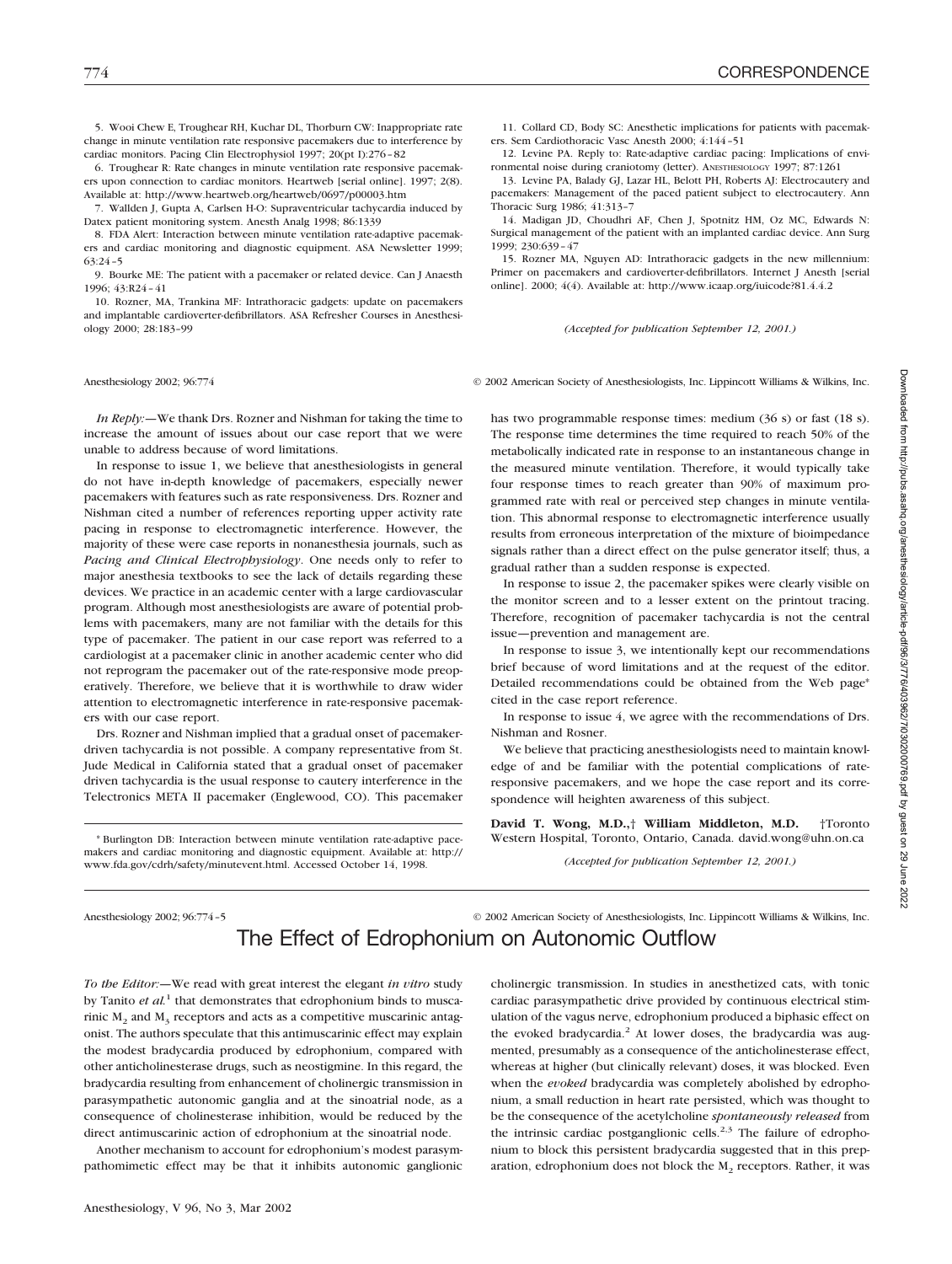5. Wooi Chew E, Troughear RH, Kuchar DL, Thorburn CW: Inappropriate rate change in minute ventilation rate responsive pacemakers due to interference by cardiac monitors. Pacing Clin Electrophysiol 1997; 20(pt I):276–82

6. Troughear R: Rate changes in minute ventilation rate responsive pacemakers upon connection to cardiac monitors. Heartweb [serial online]. 1997; 2(8). Available at: http://www.heartweb.org/heartweb/0697/p00003.htm

7. Wallden J, Gupta A, Carlsen H-O: Supraventricular tachycardia induced by Datex patient monitoring system. Anesth Analg 1998; 86:1339

8. FDA Alert: Interaction between minute ventilation rate-adaptive pacemakers and cardiac monitoring and diagnostic equipment. ASA Newsletter 1999; 63:24–5

9. Bourke ME: The patient with a pacemaker or related device. Can J Anaesth 1996; 43:R24–41

10. Rozner, MA, Trankina MF: Intrathoracic gadgets: update on pacemakers and implantable cardioverter-defibrillators. ASA Refresher Courses in Anesthesiology 2000; 28:183–99

11. Collard CD, Body SC: Anesthetic implications for patients with pacemakers. Sem Cardiothoracic Vasc Anesth 2000; 4:144–51

12. Levine PA. Reply to: Rate-adaptive cardiac pacing: Implications of environmental noise during craniotomy (letter). ANESTHESIOLOGY 1997; 87:1261

13. Levine PA, Balady GJ, Lazar HL, Belott PH, Roberts AJ: Electrocautery and pacemakers: Management of the paced patient subject to electrocautery. Ann Thoracic Surg 1986; 41:313–7

14. Madigan JD, Choudhri AF, Chen J, Spotnitz HM, Oz MC, Edwards N: Surgical management of the patient with an implanted cardiac device. Ann Surg 1999; 230:639–47

15. Rozner MA, Nguyen AD: Intrathoracic gadgets in the new millennium: Primer on pacemakers and cardioverter-defibrillators. Internet J Anesth [serial online]. 2000; 4(4). Available at: http://www.icaap.org/iuicode?81.4.4.2

*(Accepted for publication September 12, 2001.)*

---

Anesthesiology 2002; 96:774 © 2002 American Society of Anesthesiologists, Inc. Lippincott Williams & Wilkins, Inc.

*In Reply:*—We thank Drs. Rozner and Nishman for taking the time to increase the amount of issues about our case report that we were unable to address because of word limitations.

In response to issue 1, we believe that anesthesiologists in general do not have in-depth knowledge of pacemakers, especially newer pacemakers with features such as rate responsiveness. Drs. Rozner and Nishman cited a number of references reporting upper activity rate pacing in response to electromagnetic interference. However, the majority of these were case reports in nonanesthesia journals, such as *Pacing and Clinical Electrophysiology*. One needs only to refer to major anesthesia textbooks to see the lack of details regarding these devices. We practice in an academic center with a large cardiovascular program. Although most anesthesiologists are aware of potential problems with pacemakers, many are not familiar with the details for this type of pacemaker. The patient in our case report was referred to a cardiologist at a pacemaker clinic in another academic center who did not reprogram the pacemaker out of the rate-responsive mode preoperatively. Therefore, we believe that it is worthwhile to draw wider attention to electromagnetic interference in rate-responsive pacemakers with our case report.

Drs. Rozner and Nishman implied that a gradual onset of pacemaker-driven tachycardia is not possible. A company representative from St. Jude Medical in California stated that a gradual onset of pacemaker driven tachycardia is the usual response to cautery interference in the Telectronics META II pacemaker (Englewood, CO). This pacemaker has two programmable response times: medium (36 s) or fast (18 s). The response time determines the time required to reach 50% of the metabolically indicated rate in response to an instantaneous change in the measured minute ventilation. Therefore, it would typically take four response times to reach greater than 90% of maximum programmed rate with real or perceived step changes in minute ventilation. This abnormal response to electromagnetic interference usually results from erroneous interpretation of the mixture of bioimpedance signals rather than a direct effect on the pulse generator itself; thus, a gradual rather than a sudden response is expected.

In response to issue 2, the pacemaker spikes were clearly visible on the monitor screen and to a lesser extent on the printout tracing. Therefore, recognition of pacemaker tachycardia is not the central issue—prevention and management are.

In response to issue 3, we intentionally kept our recommendations brief because of word limitations and at the request of the editor. Detailed recommendations could be obtained from the Web page* cited in the case report reference.

In response to issue 4, we agree with the recommendations of Drs. Nishman and Rosner.

We believe that practicing anesthesiologists need to maintain knowledge of and be familiar with the potential complications of rate-responsive pacemakers, and we hope the case report and its correspondence will heighten awareness of this subject.

**David T. Wong, M.D.,† William Middleton, M.D.** †Toronto Western Hospital, Toronto, Ontario, Canada. david.wong@uhn.on.ca

*(Accepted for publication September 12, 2001.)*

* Burlington DB: Interaction between minute ventilation rate-adaptive pacemakers and cardiac monitoring and diagnostic equipment. Available at: http://www.fda.gov/cdrh/safety/minutevent.html. Accessed October 14, 1998.

---

Anesthesiology 2002; 96:774–5 © 2002 American Society of Anesthesiologists, Inc. Lippincott Williams & Wilkins, Inc.

# The Effect of Edrophonium on Autonomic Outflow

*To the Editor:*—We read with great interest the elegant *in vitro* study by Tanito *et al.*[1] that demonstrates that edrophonium binds to muscarinic $M_2$ and $M_3$ receptors and acts as a competitive muscarinic antagonist. The authors speculate that this antimuscarinic effect may explain the modest bradycardia produced by edrophonium, compared with other anticholinesterase drugs, such as neostigmine. In this regard, the bradycardia resulting from enhancement of cholinergic transmission in parasympathetic autonomic ganglia and at the sinoatrial node, as a consequence of cholinesterase inhibition, would be reduced by the direct antimuscarinic action of edrophonium at the sinoatrial node.

Another mechanism to account for edrophonium's modest parasympathomimetic effect may be that it inhibits autonomic ganglionic cholinergic transmission. In studies in anesthetized cats, with tonic cardiac parasympathetic drive provided by continuous electrical stimulation of the vagus nerve, edrophonium produced a biphasic effect on the evoked bradycardia.[2] At lower doses, the bradycardia was augmented, presumably as a consequence of the anticholinesterase effect, whereas at higher (but clinically relevant) doses, it was blocked. Even when the *evoked* bradycardia was completely abolished by edrophonium, a small reduction in heart rate persisted, which was thought to be the consequence of the acetylcholine *spontaneously released* from the intrinsic cardiac postganglionic cells.[2,3] The failure of edrophonium to block this persistent bradycardia suggested that in this preparation, edrophonium does not block the $M_2$ receptors. Rather, it was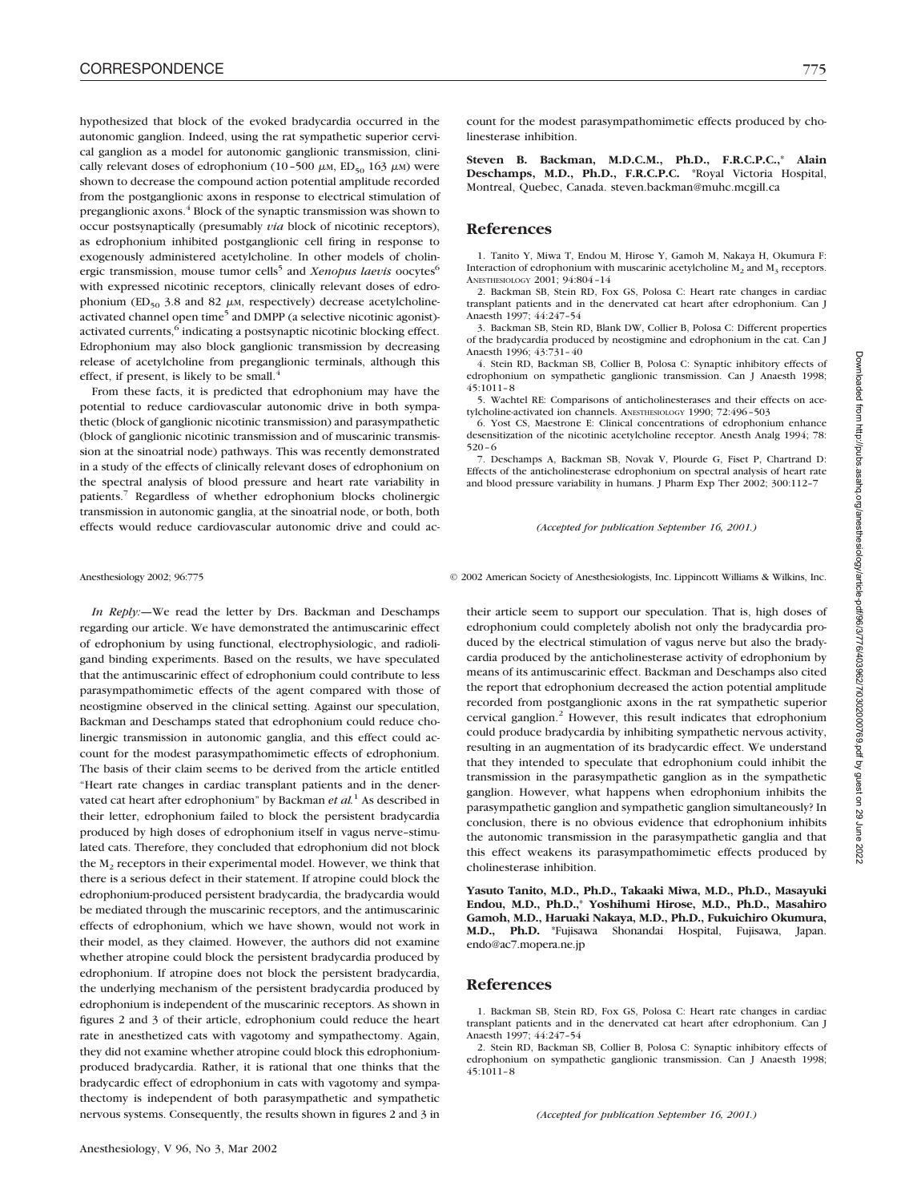hypothesized that block of the evoked bradycardia occurred in the autonomic ganglion. Indeed, using the rat sympathetic superior cervical ganglion as a model for autonomic ganglionic transmission, clinically relevant doses of edrophonium (10–500 $\mu$M, $ED_{50}$ 163 $\mu$M) were shown to decrease the compound action potential amplitude recorded from the postganglionic axons in response to electrical stimulation of preganglionic axons.[4] Block of the synaptic transmission was shown to occur postsynaptically (presumably *via* block of nicotinic receptors), as edrophonium inhibited postganglionic cell firing in response to exogenously administered acetylcholine. In other models of cholinergic transmission, mouse tumor cells[5] and *Xenopus laevis* oocytes[6] with expressed nicotinic receptors, clinically relevant doses of edrophonium ($ED_{50}$ 3.8 and 82 $\mu$M, respectively) decrease acetylcholine-activated channel open time[5] and DMPP (a selective nicotinic agonist)-activated currents,[6] indicating a postsynaptic nicotinic blocking effect. Edrophonium may also block ganglionic transmission by decreasing release of acetylcholine from preganglionic terminals, although this effect, if present, is likely to be small.[4]

From these facts, it is predicted that edrophonium may have the potential to reduce cardiovascular autonomic drive in both sympathetic (block of ganglionic nicotinic transmission) and parasympathetic (block of ganglionic nicotinic transmission and of muscarinic transmission at the sinoatrial node) pathways. This was recently demonstrated in a study of the effects of clinically relevant doses of edrophonium on the spectral analysis of blood pressure and heart rate variability in patients.[7] Regardless of whether edrophonium blocks cholinergic transmission in autonomic ganglia, at the sinoatrial node, or both, both effects would reduce cardiovascular autonomic drive and could account for the modest parasympathomimetic effects produced by cholinesterase inhibition.

**Steven B. Backman, M.D.C.M., Ph.D., F.R.C.P.C.,\* Alain Deschamps, M.D., Ph.D., F.R.C.P.C.** \*Royal Victoria Hospital, Montreal, Quebec, Canada. steven.backman@muhc.mcgill.ca

## References

1. Tanito Y, Miwa T, Endou M, Hirose Y, Gamoh M, Nakaya H, Okumura F: Interaction of edrophonium with muscarinic acetylcholine $M_2$ and $M_3$ receptors. Anesthesiology 2001; 94:804–14
2. Backman SB, Stein RD, Fox GS, Polosa C: Heart rate changes in cardiac transplant patients and in the denervated cat heart after edrophonium. Can J Anaesth 1997; 44:247–54
3. Backman SB, Stein RD, Blank DW, Collier B, Polosa C: Different properties of the bradycardia produced by neostigmine and edrophonium in the cat. Can J Anaesth 1996; 43:731–40
4. Stein RD, Backman SB, Collier B, Polosa C: Synaptic inhibitory effects of edrophonium on sympathetic ganglionic transmission. Can J Anaesth 1998; 45:1011–8
5. Wachtel RE: Comparisons of anticholinesterases and their effects on acetylcholine-activated ion channels. Anesthesiology 1990; 72:496–503
6. Yost CS, Maestrone E: Clinical concentrations of edrophonium enhance desensitization of the nicotinic acetylcholine receptor. Anesth Analg 1994; 78:520–6
7. Deschamps A, Backman SB, Novak V, Plourde G, Fiset P, Chartrand D: Effects of the anticholinesterase edrophonium on spectral analysis of heart rate and blood pressure variability in humans. J Pharm Exp Ther 2002; 300:112–7

*(Accepted for publication September 16, 2001.)*

*In Reply:*—We read the letter by Drs. Backman and Deschamps regarding our article. We have demonstrated the antimuscarinic effect of edrophonium by using functional, electrophysiologic, and radioligand binding experiments. Based on the results, we have speculated that the antimuscarinic effect of edrophonium could contribute to less parasympathomimetic effects of the agent compared with those of neostigmine observed in the clinical setting. Against our speculation, Backman and Deschamps stated that edrophonium could reduce cholinergic transmission in autonomic ganglia, and this effect could account for the modest parasympathomimetic effects of edrophonium. The basis of their claim seems to be derived from the article entitled "Heart rate changes in cardiac transplant patients and in the denervated cat heart after edrophonium" by Backman *et al.*[1] As described in their letter, edrophonium failed to block the persistent bradycardia produced by high doses of edrophonium itself in vagus nerve–stimulated cats. Therefore, they concluded that edrophonium did not block the $M_2$ receptors in their experimental model. However, we think that there is a serious defect in their statement. If atropine could block the edrophonium-produced persistent bradycardia, the bradycardia would be mediated through the muscarinic receptors, and the antimuscarinic effects of edrophonium, which we have shown, would not work in their model, as they claimed. However, the authors did not examine whether atropine could block the persistent bradycardia produced by edrophonium. If atropine does not block the persistent bradycardia, the underlying mechanism of the persistent bradycardia produced by edrophonium is independent of the muscarinic receptors. As shown in figures 2 and 3 of their article, edrophonium could reduce the heart rate in anesthetized cats with vagotomy and sympathectomy. Again, they did not examine whether atropine could block this edrophonium-produced bradycardia. Rather, it is rational that one thinks that the bradycardic effect of edrophonium in cats with vagotomy and sympathectomy is independent of both parasympathetic and sympathetic nervous systems. Consequently, the results shown in figures 2 and 3 in their article seem to support our speculation. That is, high doses of edrophonium could completely abolish not only the bradycardia produced by the electrical stimulation of vagus nerve but also the bradycardia produced by the anticholinesterase activity of edrophonium by means of its antimuscarinic effect. Backman and Deschamps also cited the report that edrophonium decreased the action potential amplitude recorded from postganglionic axons in the rat sympathetic superior cervical ganglion.[2] However, this result indicates that edrophonium could produce bradycardia by inhibiting sympathetic nervous activity, resulting in an augmentation of its bradycardic effect. We understand that they intended to speculate that edrophonium could inhibit the transmission in the parasympathetic ganglion as in the sympathetic ganglion. However, what happens when edrophonium inhibits the parasympathetic ganglion and sympathetic ganglion simultaneously? In conclusion, there is no obvious evidence that edrophonium inhibits the autonomic transmission in the parasympathetic ganglia and that this effect weakens its parasympathomimetic effects produced by cholinesterase inhibition.

**Yasuto Tanito, M.D., Ph.D., Takaaki Miwa, M.D., Ph.D., Masayuki Endou, M.D., Ph.D.,\* Yoshihumi Hirose, M.D., Ph.D., Masahiro Gamoh, M.D., Haruaki Nakaya, M.D., Ph.D., Fukuichiro Okumura, M.D., Ph.D.** \*Fujisawa Shonandai Hospital, Fujisawa, Japan. endo@ac7.mopera.ne.jp

## References

1. Backman SB, Stein RD, Fox GS, Polosa C: Heart rate changes in cardiac transplant patients and in the denervated cat heart after edrophonium. Can J Anaesth 1997; 44:247–54
2. Stein RD, Backman SB, Collier B, Polosa C: Synaptic inhibitory effects of edrophonium on sympathetic ganglionic transmission. Can J Anaesth 1998; 45:1011–8

*(Accepted for publication September 16, 2001.)*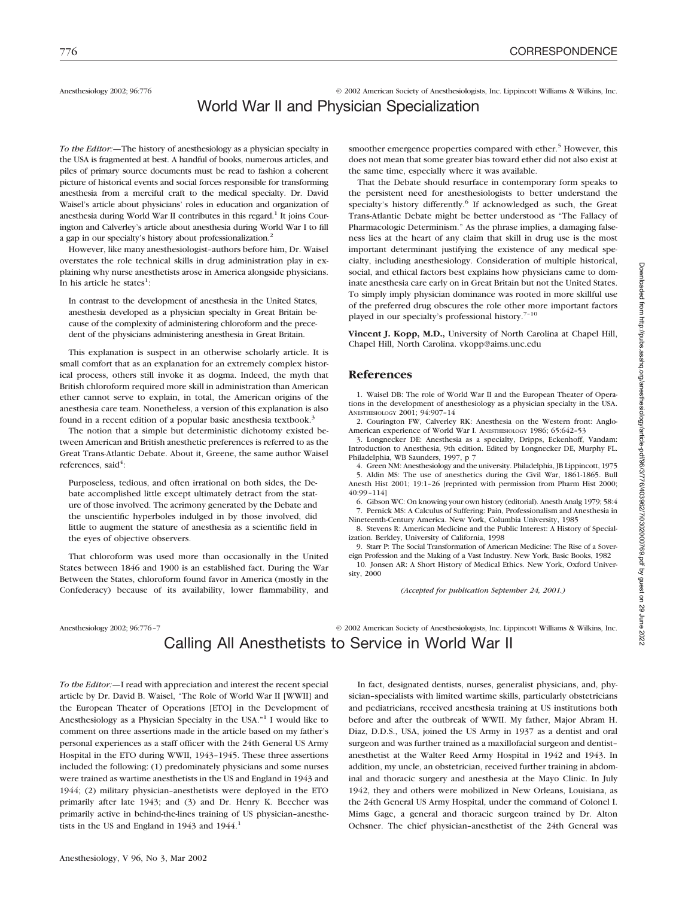Anesthesiology 2002; 96:776 © 2002 American Society of Anesthesiologists, Inc. Lippincott Williams & Wilkins, Inc.

# World War II and Physician Specialization

*To the Editor:*—The history of anesthesiology as a physician specialty in the USA is fragmented at best. A handful of books, numerous articles, and piles of primary source documents must be read to fashion a coherent picture of historical events and social forces responsible for transforming anesthesia from a merciful craft to the medical specialty. Dr. David Waisel's article about physicians' roles in education and organization of anesthesia during World War II contributes in this regard.[1] It joins Courington and Calverley's article about anesthesia during World War I to fill a gap in our specialty's history about professionalization.[2]

However, like many anesthesiologist–authors before him, Dr. Waisel overstates the role technical skills in drug administration play in explaining why nurse anesthetists arose in America alongside physicians. In his article he states[1]:

> In contrast to the development of anesthesia in the United States, anesthesia developed as a physician specialty in Great Britain because of the complexity of administering chloroform and the precedent of the physicians administering anesthesia in Great Britain.

This explanation is suspect in an otherwise scholarly article. It is small comfort that as an explanation for an extremely complex historical process, others still invoke it as dogma. Indeed, the myth that British chloroform required more skill in administration than American ether cannot serve to explain, in total, the American origins of the anesthesia care team. Nonetheless, a version of this explanation is also found in a recent edition of a popular basic anesthesia textbook.[3]

The notion that a simple but deterministic dichotomy existed between American and British anesthetic preferences is referred to as the Great Trans-Atlantic Debate. About it, Greene, the same author Waisel references, said[4]:

> Purposeless, tedious, and often irrational on both sides, the Debate accomplished little except ultimately detract from the stature of those involved. The acrimony generated by the Debate and the unscientific hyperboles indulged in by those involved, did little to augment the stature of anesthesia as a scientific field in the eyes of objective observers.

That chloroform was used more than occasionally in the United States between 1846 and 1900 is an established fact. During the War Between the States, chloroform found favor in America (mostly in the Confederacy) because of its availability, lower flammability, and smoother emergence properties compared with ether.[5] However, this does not mean that some greater bias toward ether did not also exist at the same time, especially where it was available.

That the Debate should resurface in contemporary form speaks to the persistent need for anesthesiologists to better understand the specialty's history differently.[6] If acknowledged as such, the Great Trans-Atlantic Debate might be better understood as "The Fallacy of Pharmacologic Determinism." As the phrase implies, a damaging falseness lies at the heart of any claim that skill in drug use is the most important determinant justifying the existence of any medical specialty, including anesthesiology. Consideration of multiple historical, social, and ethical factors best explains how physicians came to dominate anesthesia care early on in Great Britain but not the United States. To simply imply physician dominance was rooted in more skillful use of the preferred drug obscures the role other more important factors played in our specialty's professional history.[7–10]

**Vincent J. Kopp, M.D.,** University of North Carolina at Chapel Hill, Chapel Hill, North Carolina. vkopp@aims.unc.edu

## References

1. Waisel DB: The role of World War II and the European Theater of Operations in the development of anesthesiology as a physician specialty in the USA. Anesthesiology 2001; 94:907–14
2. Courington FW, Calverley RK: Anesthesia on the Western front: Anglo-American experience of World War I. Anesthesiology 1986; 65:642–53
3. Longnecker DE: Anesthesia as a specialty, Dripps, Eckenhoff, Vandam: Introduction to Anesthesia, 9th edition. Edited by Longnecker DE, Murphy FL. Philadelphia, WB Saunders, 1997, p 7
4. Green NM: Anesthesiology and the university. Philadelphia, JB Lippincott, 1975
5. Aldin MS: The use of anesthetics during the Civil War, 1861-1865. Bull Anesth Hist 2001; 19:1–26 [reprinted with permission from Pharm Hist 2000; 40:99–114]
6. Gibson WC: On knowing your own history (editorial). Anesth Analg 1979; 58:4
7. Pernick MS: A Calculus of Suffering: Pain, Professionalism and Anesthesia in Nineteenth-Century America. New York, Columbia University, 1985
8. Stevens R: American Medicine and the Public Interest: A History of Specialization. Berkley, University of California, 1998
9. Starr P: The Social Transformation of American Medicine: The Rise of a Sovereign Profession and the Making of a Vast Industry. New York, Basic Books, 1982
10. Jonsen AR: A Short History of Medical Ethics. New York, Oxford University, 2000

*(Accepted for publication September 24, 2001.)*

Anesthesiology 2002; 96:776–7 © 2002 American Society of Anesthesiologists, Inc. Lippincott Williams & Wilkins, Inc.

# Calling All Anesthetists to Service in World War II

*To the Editor:*—I read with appreciation and interest the recent special article by Dr. David B. Waisel, "The Role of World War II [WWII] and the European Theater of Operations [ETO] in the Development of Anesthesiology as a Physician Specialty in the USA."[1] I would like to comment on three assertions made in the article based on my father's personal experiences as a staff officer with the 24th General US Army Hospital in the ETO during WWII, 1943–1945. These three assertions included the following: (1) predominately physicians and some nurses were trained as wartime anesthetists in the US and England in 1943 and 1944; (2) military physician–anesthetists were deployed in the ETO primarily after late 1943; and (3) and Dr. Henry K. Beecher was primarily active in behind-the-lines training of US physician–anesthetists in the US and England in 1943 and 1944.[1]

In fact, designated dentists, nurses, generalist physicians, and, physician–specialists with limited wartime skills, particularly obstetricians and pediatricians, received anesthesia training at US institutions both before and after the outbreak of WWII. My father, Major Abram H. Diaz, D.D.S., USA, joined the US Army in 1937 as a dentist and oral surgeon and was further trained as a maxillofacial surgeon and dentist–anesthetist at the Walter Reed Army Hospital in 1942 and 1943. In addition, my uncle, an obstetrician, received further training in abdominal and thoracic surgery and anesthesia at the Mayo Clinic. In July 1942, they and others were mobilized in New Orleans, Louisiana, as the 24th General US Army Hospital, under the command of Colonel I. Mims Gage, a general and thoracic surgeon trained by Dr. Alton Ochsner. The chief physician–anesthetist of the 24th General was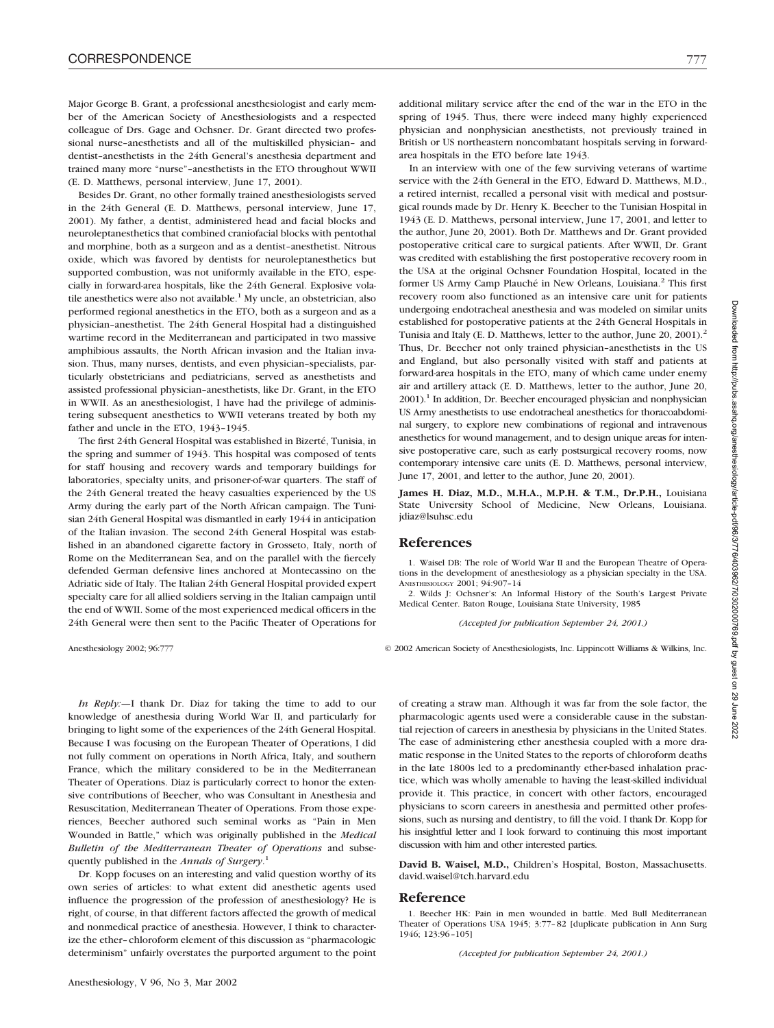Major George B. Grant, a professional anesthesiologist and early member of the American Society of Anesthesiologists and a respected colleague of Drs. Gage and Ochsner. Dr. Grant directed two professional nurse–anesthetists and all of the multiskilled physician– and dentist–anesthetists in the 24th General's anesthesia department and trained many more "nurse"–anesthetists in the ETO throughout WWII (E. D. Matthews, personal interview, June 17, 2001).

Besides Dr. Grant, no other formally trained anesthesiologists served in the 24th General (E. D. Matthews, personal interview, June 17, 2001). My father, a dentist, administered head and facial blocks and neuroleptanesthetics that combined craniofacial blocks with pentothal and morphine, both as a surgeon and as a dentist–anesthetist. Nitrous oxide, which was favored by dentists for neuroleptanesthetics but supported combustion, was not uniformly available in the ETO, especially in forward-area hospitals, like the 24th General. Explosive volatile anesthetics were also not available.[1] My uncle, an obstetrician, also performed regional anesthetics in the ETO, both as a surgeon and as a physician–anesthetist. The 24th General Hospital had a distinguished wartime record in the Mediterranean and participated in two massive amphibious assaults, the North African invasion and the Italian invasion. Thus, many nurses, dentists, and even physician–specialists, particularly obstetricians and pediatricians, served as anesthetists and assisted professional physician–anesthetists, like Dr. Grant, in the ETO in WWII. As an anesthesiologist, I have had the privilege of administering subsequent anesthetics to WWII veterans treated by both my father and uncle in the ETO, 1943–1945.

The first 24th General Hospital was established in Bizerté, Tunisia, in the spring and summer of 1943. This hospital was composed of tents for staff housing and recovery wards and temporary buildings for laboratories, specialty units, and prisoner-of-war quarters. The staff of the 24th General treated the heavy casualties experienced by the US Army during the early part of the North African campaign. The Tunisian 24th General Hospital was dismantled in early 1944 in anticipation of the Italian invasion. The second 24th General Hospital was established in an abandoned cigarette factory in Grosseto, Italy, north of Rome on the Mediterranean Sea, and on the parallel with the fiercely defended German defensive lines anchored at Montecassino on the Adriatic side of Italy. The Italian 24th General Hospital provided expert specialty care for all allied soldiers serving in the Italian campaign until the end of WWII. Some of the most experienced medical officers in the 24th General were then sent to the Pacific Theater of Operations for additional military service after the end of the war in the ETO in the spring of 1945. Thus, there were indeed many highly experienced physician and nonphysician anesthetists, not previously trained in British or US northeastern noncombatant hospitals serving in forward-area hospitals in the ETO before late 1943.

In an interview with one of the few surviving veterans of wartime service with the 24th General in the ETO, Edward D. Matthews, M.D., a retired internist, recalled a personal visit with medical and postsurgical rounds made by Dr. Henry K. Beecher to the Tunisian Hospital in 1943 (E. D. Matthews, personal interview, June 17, 2001, and letter to the author, June 20, 2001). Both Dr. Matthews and Dr. Grant provided postoperative critical care to surgical patients. After WWII, Dr. Grant was credited with establishing the first postoperative recovery room in the USA at the original Ochsner Foundation Hospital, located in the former US Army Camp Plauché in New Orleans, Louisiana.[2] This first recovery room also functioned as an intensive care unit for patients undergoing endotracheal anesthesia and was modeled on similar units established for postoperative patients at the 24th General Hospitals in Tunisia and Italy (E. D. Matthews, letter to the author, June 20, 2001).[2] Thus, Dr. Beecher not only trained physician–anesthetists in the US and England, but also personally visited with staff and patients at forward-area hospitals in the ETO, many of which came under enemy air and artillery attack (E. D. Matthews, letter to the author, June 20, 2001).[1] In addition, Dr. Beecher encouraged physician and nonphysician US Army anesthetists to use endotracheal anesthetics for thoracoabdominal surgery, to explore new combinations of regional and intravenous anesthetics for wound management, and to design unique areas for intensive postoperative care, such as early postsurgical recovery rooms, now contemporary intensive care units (E. D. Matthews, personal interview, June 17, 2001, and letter to the author, June 20, 2001).

**James H. Diaz, M.D., M.H.A., M.P.H. & T.M., Dr.P.H.,** Louisiana State University School of Medicine, New Orleans, Louisiana. jdiaz@lsuhsc.edu

## References

1. Waisel DB: The role of World War II and the European Theatre of Operations in the development of anesthesiology as a physician specialty in the USA. Anesthesiology 2001; 94:907–14
2. Wilds J: Ochsner's: An Informal History of the South's Largest Private Medical Center. Baton Rouge, Louisiana State University, 1985

*(Accepted for publication September 24, 2001.)*

*In Reply:*—I thank Dr. Diaz for taking the time to add to our knowledge of anesthesia during World War II, and particularly for bringing to light some of the experiences of the 24th General Hospital. Because I was focusing on the European Theater of Operations, I did not fully comment on operations in North Africa, Italy, and southern France, which the military considered to be in the Mediterranean Theater of Operations. Diaz is particularly correct to honor the extensive contributions of Beecher, who was Consultant in Anesthesia and Resuscitation, Mediterranean Theater of Operations. From those experiences, Beecher authored such seminal works as "Pain in Men Wounded in Battle," which was originally published in the *Medical Bulletin of the Mediterranean Theater of Operations* and subsequently published in the *Annals of Surgery*.[1]

Dr. Kopp focuses on an interesting and valid question worthy of its own series of articles: to what extent did anesthetic agents used influence the progression of the profession of anesthesiology? He is right, of course, in that different factors affected the growth of medical and nonmedical practice of anesthesia. However, I think to characterize the ether–chloroform element of this discussion as "pharmacologic determinism" unfairly overstates the purported argument to the point of creating a straw man. Although it was far from the sole factor, the pharmacologic agents used were a considerable cause in the substantial rejection of careers in anesthesia by physicians in the United States. The ease of administering ether anesthesia coupled with a more dramatic response in the United States to the reports of chloroform deaths in the late 1800s led to a predominantly ether-based inhalation practice, which was wholly amenable to having the least-skilled individual provide it. This practice, in concert with other factors, encouraged physicians to scorn careers in anesthesia and permitted other professions, such as nursing and dentistry, to fill the void. I thank Dr. Kopp for his insightful letter and I look forward to continuing this most important discussion with him and other interested parties.

**David B. Waisel, M.D.,** Children's Hospital, Boston, Massachusetts. david.waisel@tch.harvard.edu

## Reference

1. Beecher HK: Pain in men wounded in battle. Med Bull Mediterranean Theater of Operations USA 1945; 3:77–82 [duplicate publication in Ann Surg 1946; 123:96–105]

*(Accepted for publication September 24, 2001.)*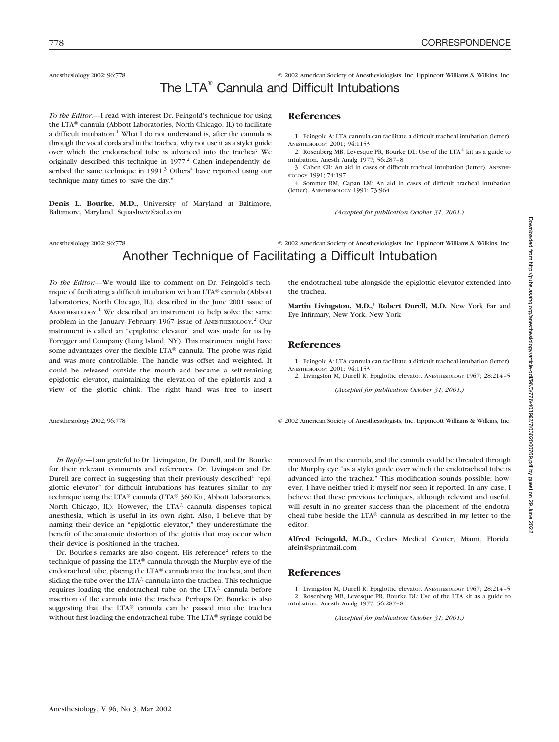Anesthesiology 2002; 96:778 © 2002 American Society of Anesthesiologists, Inc. Lippincott Williams & Wilkins, Inc.

# The LTA® Cannula and Difficult Intubations

*To the Editor:*—I read with interest Dr. Feingold's technique for using the LTA® cannula (Abbott Laboratories, North Chicago, IL) to facilitate a difficult intubation.[1] What I do not understand is, after the cannula is through the vocal cords and in the trachea, why not use it as a stylet guide over which the endotracheal tube is advanced into the trachea? We originally described this technique in 1977.[2] Cahen independently described the same technique in 1991.[3] Others[4] have reported using our technique many times to "save the day."

**Denis L. Bourke, M.D.,** University of Maryland at Baltimore, Baltimore, Maryland. Squashwiz@aol.com

## References

1. Feingold A: LTA cannula can facilitate a difficult tracheal intubation (letter). ANESTHESIOLOGY 2001; 94:1153
2. Rosenberg MB, Levesque PR, Bourke DL: Use of the LTA® kit as a guide to intubation. Anesth Analg 1977; 56:287–8
3. Cahen CR: An aid in cases of difficult tracheal intubation (letter). ANESTHESIOLOGY 1991; 74:197
4. Sommer RM, Capan LM: An aid in cases of difficult tracheal intubation (letter). ANESTHESIOLOGY 1991; 73:964

*(Accepted for publication October 31, 2001.)*

Anesthesiology 2002; 96:778 © 2002 American Society of Anesthesiologists, Inc. Lippincott Williams & Wilkins, Inc.

# Another Technique of Facilitating a Difficult Intubation

*To the Editor:*—We would like to comment on Dr. Feingold's technique of facilitating a difficult intubation with an LTA® cannula (Abbott Laboratories, North Chicago, IL), described in the June 2001 issue of ANESTHESIOLOGY.[1] We described an instrument to help solve the same problem in the January–February 1967 issue of ANESTHESIOLOGY.[2] Our instrument is called an "epiglottic elevator" and was made for us by Foregger and Company (Long Island, NY). This instrument might have some advantages over the flexible LTA® cannula. The probe was rigid and was more controllable. The handle was offset and weighted. It could be released outside the mouth and became a self-retaining epiglottic elevator, maintaining the elevation of the epiglottis and a view of the glottic chink. The right hand was free to insert the endotracheal tube alongside the epiglottic elevator extended into the trachea.

**Martin Livingston, M.D.,*** **Robert Durell, M.D.** New York Ear and Eye Infirmary, New York, New York

## References

1. Feingold A: LTA cannula can facilitate a difficult tracheal intubation (letter). ANESTHESIOLOGY 2001; 94:1153
2. Livingston M, Durell R: Epiglottic elevator. ANESTHESIOLOGY 1967; 28:214–5

*(Accepted for publication October 31, 2001.)*

Anesthesiology 2002; 96:778 © 2002 American Society of Anesthesiologists, Inc. Lippincott Williams & Wilkins, Inc.

*In Reply:*—I am grateful to Dr. Livingston, Dr. Durell, and Dr. Bourke for their relevant comments and references. Dr. Livingston and Dr. Durell are correct in suggesting that their previously described[1] "epiglottic elevator" for difficult intubations has features similar to my technique using the LTA® cannula (LTA® 360 Kit, Abbott Laboratories, North Chicago, IL). However, the LTA® cannula dispenses topical anesthesia, which is useful in its own right. Also, I believe that by naming their device an "epiglottic elevator," they underestimate the benefit of the anatomic distortion of the glottis that may occur when their device is positioned in the trachea.

Dr. Bourke's remarks are also cogent. His reference[2] refers to the technique of passing the LTA® cannula through the Murphy eye of the endotracheal tube, placing the LTA® cannula into the trachea, and then sliding the tube over the LTA® cannula into the trachea. This technique requires loading the endotracheal tube on the LTA® cannula before insertion of the cannula into the trachea. Perhaps Dr. Bourke is also suggesting that the LTA® cannula can be passed into the trachea without first loading the endotracheal tube. The LTA® syringe could be removed from the cannula, and the cannula could be threaded through the Murphy eye "as a stylet guide over which the endotracheal tube is advanced into the trachea." This modification sounds possible; however, I have neither tried it myself nor seen it reported. In any case, I believe that these previous techniques, although relevant and useful, will result in no greater success than the placement of the endotracheal tube beside the LTA® cannula as described in my letter to the editor.

**Alfred Feingold, M.D.,** Cedars Medical Center, Miami, Florida. afein@sprintmail.com

## References

1. Livingston M, Durell R: Epiglottic elevator. ANESTHESIOLOGY 1967; 28:214–5
2. Rosenberg MB, Levesque PR, Bourke DL: Use of the LTA kit as a guide to intubation. Anesth Analg 1977; 56:287–8

*(Accepted for publication October 31, 2001.)*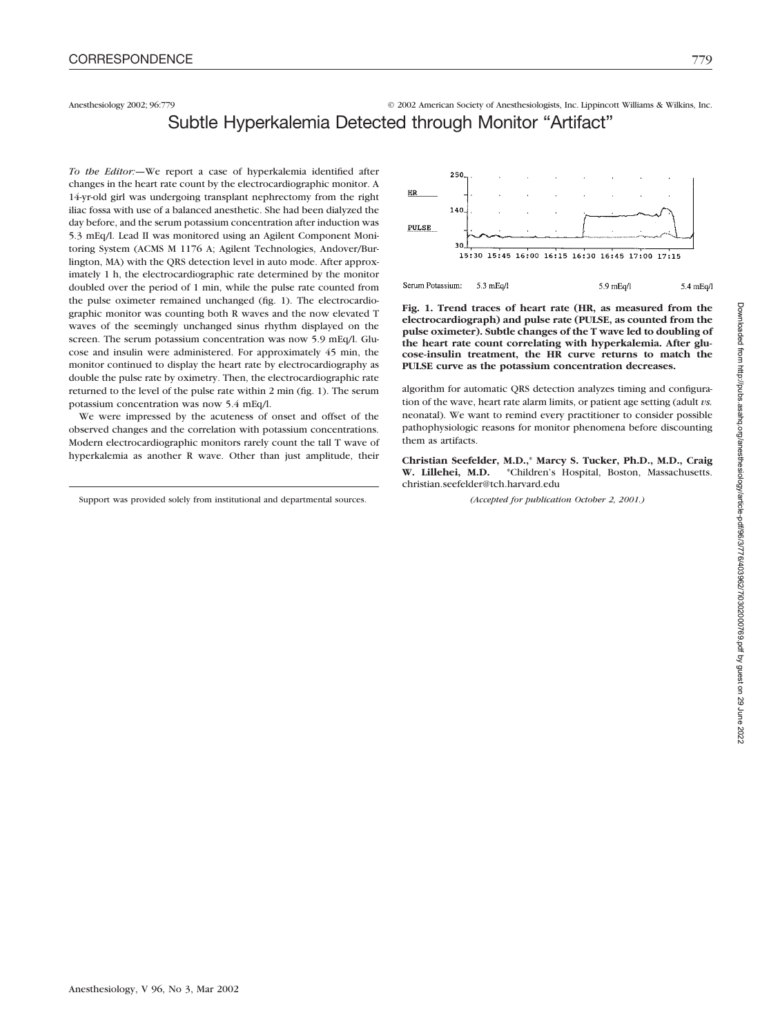Anesthesiology 2002; 96:779 © 2002 American Society of Anesthesiologists, Inc. Lippincott Williams & Wilkins, Inc.

# Subtle Hyperkalemia Detected through Monitor "Artifact"

*To the Editor:*—We report a case of hyperkalemia identified after changes in the heart rate count by the electrocardiographic monitor. A 14-yr-old girl was undergoing transplant nephrectomy from the right iliac fossa with use of a balanced anesthetic. She had been dialyzed the day before, and the serum potassium concentration after induction was 5.3 mEq/l. Lead II was monitored using an Agilent Component Monitoring System (ACMS M 1176 A; Agilent Technologies, Andover/Burlington, MA) with the QRS detection level in auto mode. After approximately 1 h, the electrocardiographic rate determined by the monitor doubled over the period of 1 min, while the pulse rate counted from the pulse oximeter remained unchanged (fig. 1). The electrocardiographic monitor was counting both R waves and the now elevated T waves of the seemingly unchanged sinus rhythm displayed on the screen. The serum potassium concentration was now 5.9 mEq/l. Glucose and insulin were administered. For approximately 45 min, the monitor continued to display the heart rate by electrocardiography as double the pulse rate by oximetry. Then, the electrocardiographic rate returned to the level of the pulse rate within 2 min (fig. 1). The serum potassium concentration was now 5.4 mEq/l.

We were impressed by the acuteness of onset and offset of the observed changes and the correlation with potassium concentrations. Modern electrocardiographic monitors rarely count the tall T wave of hyperkalemia as another R wave. Other than just amplitude, their algorithm for automatic QRS detection analyzes timing and configuration of the wave, heart rate alarm limits, or patient age setting (adult *vs.* neonatal). We want to remind every practitioner to consider possible pathophysiologic reasons for monitor phenomena before discounting them as artifacts.

HR
PULSE
250
140
30
15:30 15:45 16:00 16:15 16:30 16:45 17:00 17:15

Serum Potassium: 5.3 mEq/l 5.9 mEq/l 5.4 mEq/l

**Fig. 1. Trend traces of heart rate (HR, as measured from the electrocardiograph) and pulse rate (PULSE, as counted from the pulse oximeter). Subtle changes of the T wave led to doubling of the heart rate count correlating with hyperkalemia. After glucose-insulin treatment, the HR curve returns to match the PULSE curve as the potassium concentration decreases.**

**Christian Seefelder, M.D.,*** **Marcy S. Tucker, Ph.D., M.D., Craig W. Lillehei, M.D.** *Children's Hospital, Boston, Massachusetts. christian.seefelder@tch.harvard.edu

*(Accepted for publication October 2, 2001.)*

Support was provided solely from institutional and departmental sources.